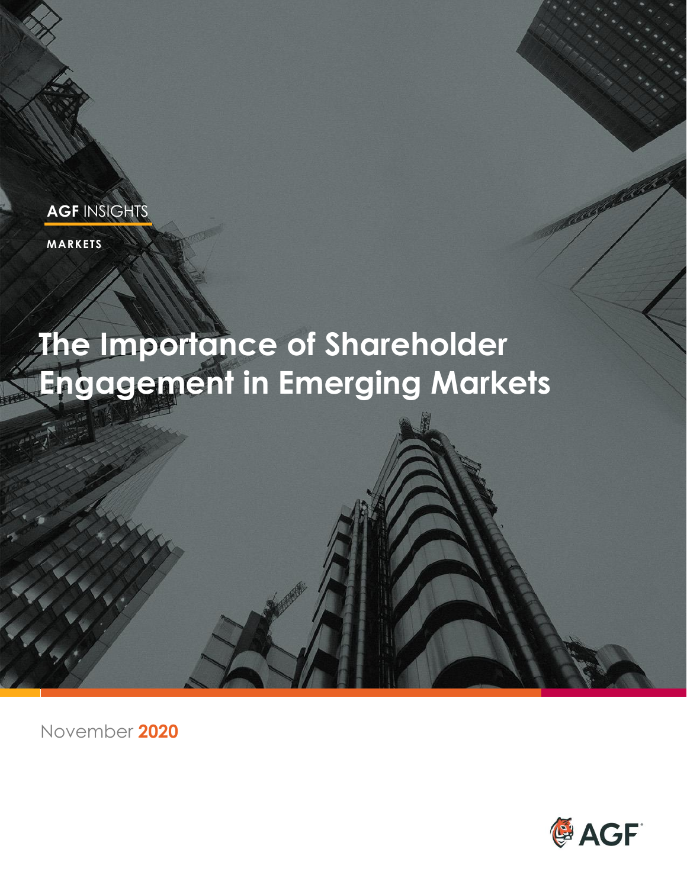**AGF** INSIGHTS

**MARKETS**

# The Importance of Shareholder Engagement in Emerging Markets

November **2020**

AGF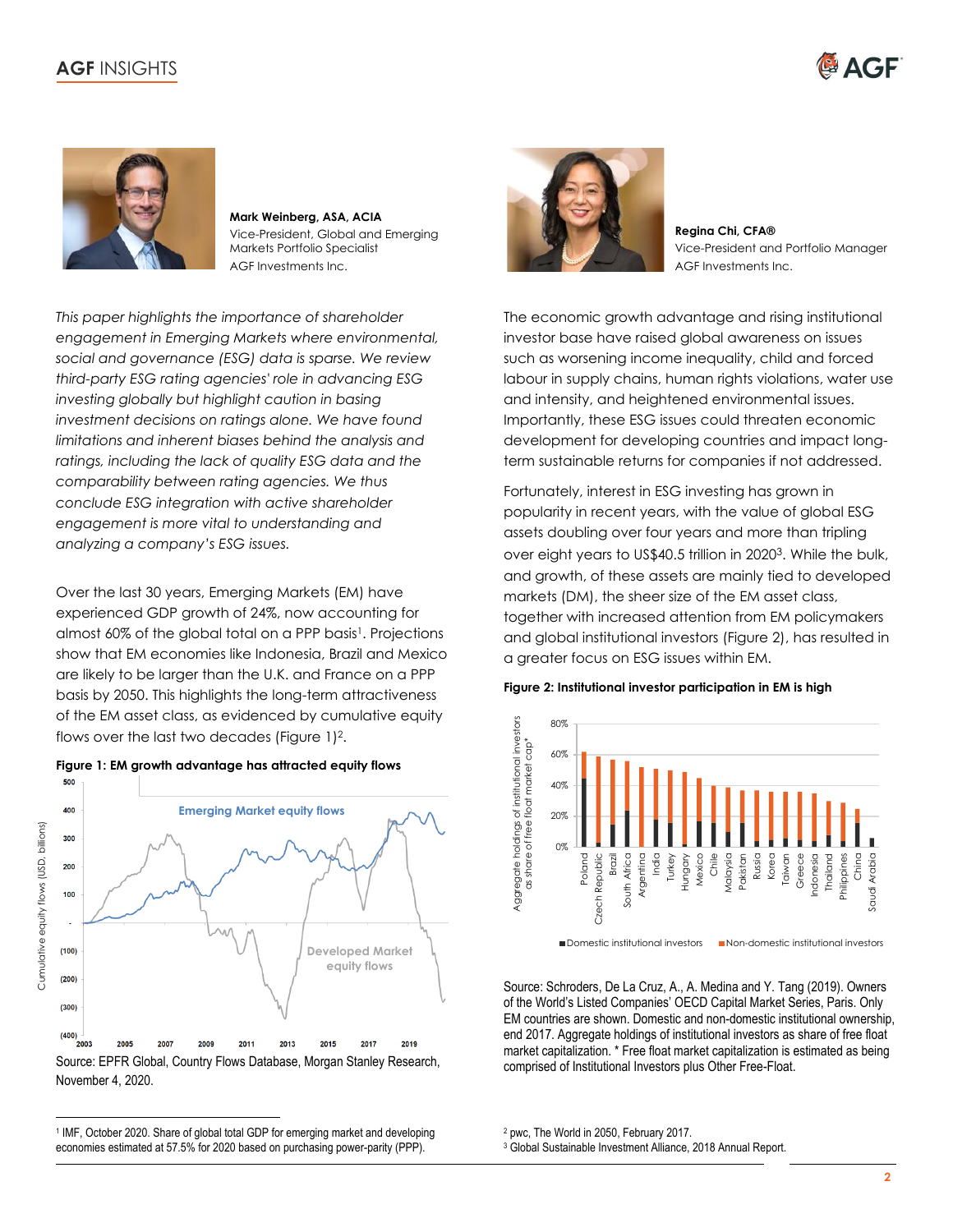**Mark Weinberg, ASA, ACIA**
Vice-President, Global and Emerging Markets Portfolio Specialist
AGF Investments Inc.

**Regina Chi, CFA®**
Vice-President and Portfolio Manager
AGF Investments Inc.

*This paper highlights the importance of shareholder engagement in Emerging Markets where environmental, social and governance (ESG) data is sparse. We review third-party ESG rating agencies' role in advancing ESG investing globally but highlight caution in basing investment decisions on ratings alone. We have found limitations and inherent biases behind the analysis and ratings, including the lack of quality ESG data and the comparability between rating agencies. We thus conclude ESG integration with active shareholder engagement is more vital to understanding and analyzing a company's ESG issues.*

Over the last 30 years, Emerging Markets (EM) have experienced GDP growth of 24%, now accounting for almost 60% of the global total on a PPP basis[1]. Projections show that EM economies like Indonesia, Brazil and Mexico are likely to be larger than the U.K. and France on a PPP basis by 2050. This highlights the long-term attractiveness of the EM asset class, as evidenced by cumulative equity flows over the last two decades (Figure 1)[2].

**Figure 1: EM growth advantage has attracted equity flows**

Source: EPFR Global, Country Flows Database, Morgan Stanley Research, November 4, 2020.

The economic growth advantage and rising institutional investor base have raised global awareness on issues such as worsening income inequality, child and forced labour in supply chains, human rights violations, water use and intensity, and heightened environmental issues. Importantly, these ESG issues could threaten economic development for developing countries and impact long-term sustainable returns for companies if not addressed.

Fortunately, interest in ESG investing has grown in popularity in recent years, with the value of global ESG assets doubling over four years and more than tripling over eight years to US$40.5 trillion in 2020[3]. While the bulk, and growth, of these assets are mainly tied to developed markets (DM), the sheer size of the EM asset class, together with increased attention from EM policymakers and global institutional investors (Figure 2), has resulted in a greater focus on ESG issues within EM.

**Figure 2: Institutional investor participation in EM is high**

Source: Schroders, De La Cruz, A., A. Medina and Y. Tang (2019). Owners of the World's Listed Companies' OECD Capital Market Series, Paris. Only EM countries are shown. Domestic and non-domestic institutional ownership, end 2017. Aggregate holdings of institutional investors as share of free float market capitalization. * Free float market capitalization is estimated as being comprised of Institutional Investors plus Other Free-Float.

[1] IMF, October 2020. Share of global total GDP for emerging market and developing economies estimated at 57.5% for 2020 based on purchasing power-parity (PPP).

[2] pwc, The World in 2050, February 2017.

[3] Global Sustainable Investment Alliance, 2018 Annual Report.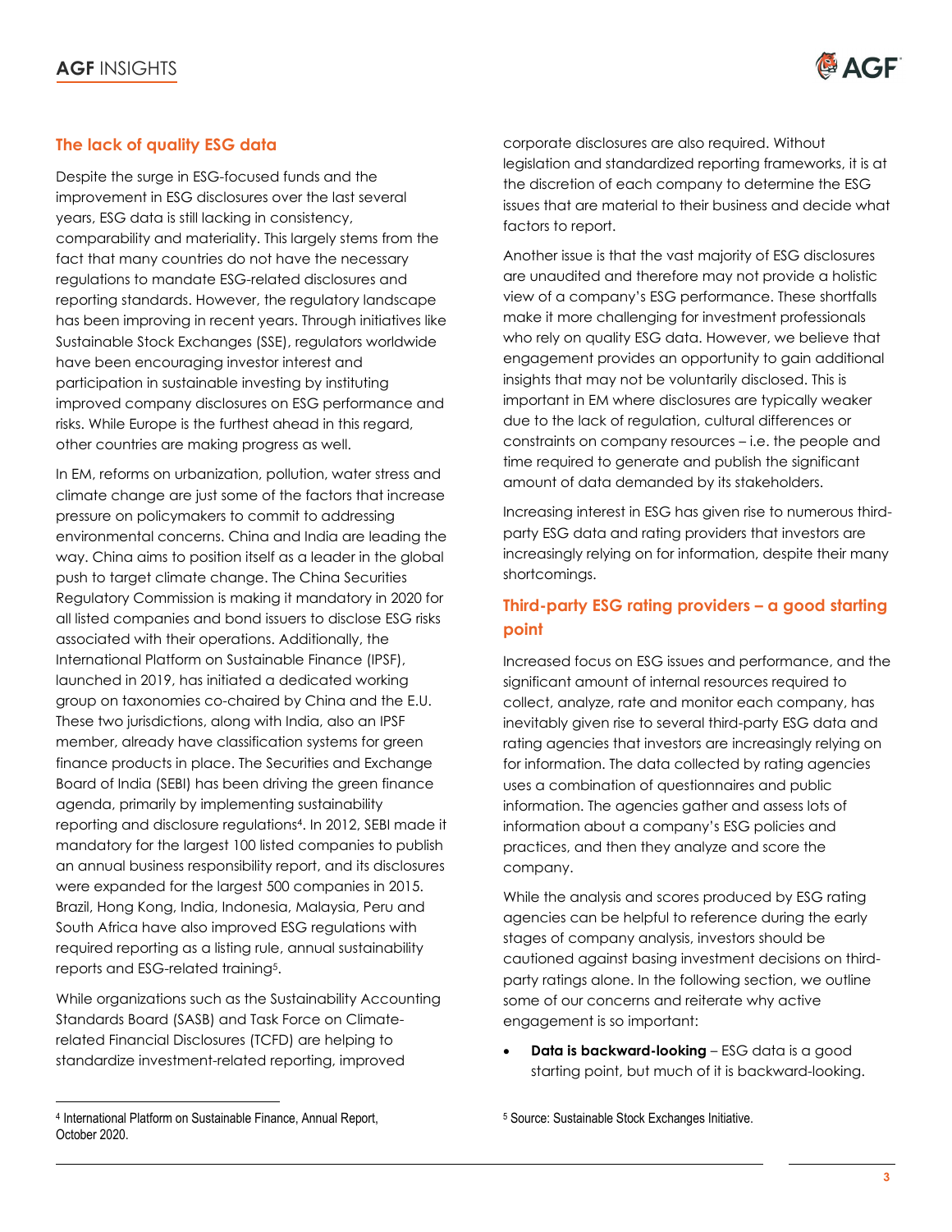## The lack of quality ESG data

Despite the surge in ESG-focused funds and the improvement in ESG disclosures over the last several years, ESG data is still lacking in consistency, comparability and materiality. This largely stems from the fact that many countries do not have the necessary regulations to mandate ESG-related disclosures and reporting standards. However, the regulatory landscape has been improving in recent years. Through initiatives like Sustainable Stock Exchanges (SSE), regulators worldwide have been encouraging investor interest and participation in sustainable investing by instituting improved company disclosures on ESG performance and risks. While Europe is the furthest ahead in this regard, other countries are making progress as well.

In EM, reforms on urbanization, pollution, water stress and climate change are just some of the factors that increase pressure on policymakers to commit to addressing environmental concerns. China and India are leading the way. China aims to position itself as a leader in the global push to target climate change. The China Securities Regulatory Commission is making it mandatory in 2020 for all listed companies and bond issuers to disclose ESG risks associated with their operations. Additionally, the International Platform on Sustainable Finance (IPSF), launched in 2019, has initiated a dedicated working group on taxonomies co-chaired by China and the E.U. These two jurisdictions, along with India, also an IPSF member, already have classification systems for green finance products in place. The Securities and Exchange Board of India (SEBI) has been driving the green finance agenda, primarily by implementing sustainability reporting and disclosure regulations[4]. In 2012, SEBI made it mandatory for the largest 100 listed companies to publish an annual business responsibility report, and its disclosures were expanded for the largest 500 companies in 2015. Brazil, Hong Kong, India, Indonesia, Malaysia, Peru and South Africa have also improved ESG regulations with required reporting as a listing rule, annual sustainability reports and ESG-related training[5].

While organizations such as the Sustainability Accounting Standards Board (SASB) and Task Force on Climate-related Financial Disclosures (TCFD) are helping to standardize investment-related reporting, improved corporate disclosures are also required. Without legislation and standardized reporting frameworks, it is at the discretion of each company to determine the ESG issues that are material to their business and decide what factors to report.

Another issue is that the vast majority of ESG disclosures are unaudited and therefore may not provide a holistic view of a company's ESG performance. These shortfalls make it more challenging for investment professionals who rely on quality ESG data. However, we believe that engagement provides an opportunity to gain additional insights that may not be voluntarily disclosed. This is important in EM where disclosures are typically weaker due to the lack of regulation, cultural differences or constraints on company resources – i.e. the people and time required to generate and publish the significant amount of data demanded by its stakeholders.

Increasing interest in ESG has given rise to numerous third-party ESG data and rating providers that investors are increasingly relying on for information, despite their many shortcomings.

## Third-party ESG rating providers – a good starting point

Increased focus on ESG issues and performance, and the significant amount of internal resources required to collect, analyze, rate and monitor each company, has inevitably given rise to several third-party ESG data and rating agencies that investors are increasingly relying on for information. The data collected by rating agencies uses a combination of questionnaires and public information. The agencies gather and assess lots of information about a company's ESG policies and practices, and then they analyze and score the company.

While the analysis and scores produced by ESG rating agencies can be helpful to reference during the early stages of company analysis, investors should be cautioned against basing investment decisions on third-party ratings alone. In the following section, we outline some of our concerns and reiterate why active engagement is so important:

- **Data is backward-looking** – ESG data is a good starting point, but much of it is backward-looking.

---

[4] International Platform on Sustainable Finance, Annual Report, October 2020.

[5] Source: Sustainable Stock Exchanges Initiative.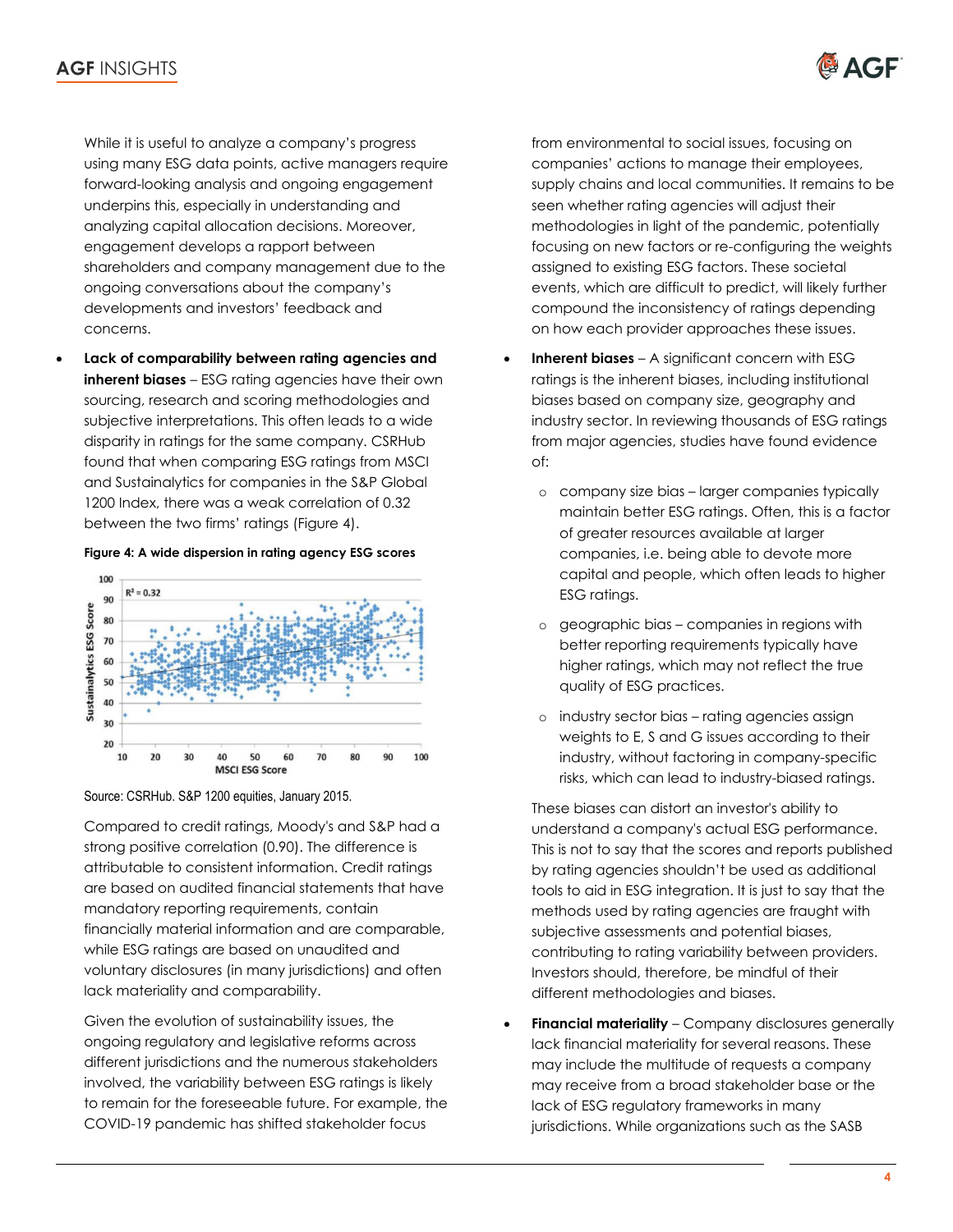While it is useful to analyze a company's progress using many ESG data points, active managers require forward-looking analysis and ongoing engagement underpins this, especially in understanding and analyzing capital allocation decisions. Moreover, engagement develops a rapport between shareholders and company management due to the ongoing conversations about the company's developments and investors' feedback and concerns.

- **Lack of comparability between rating agencies and inherent biases** – ESG rating agencies have their own sourcing, research and scoring methodologies and subjective interpretations. This often leads to a wide disparity in ratings for the same company. CSRHub found that when comparing ESG ratings from MSCI and Sustainalytics for companies in the S&P Global 1200 Index, there was a weak correlation of 0.32 between the two firms' ratings (Figure 4).

**Figure 4: A wide dispersion in rating agency ESG scores**

Source: CSRHub. S&P 1200 equities, January 2015.

Compared to credit ratings, Moody's and S&P had a strong positive correlation (0.90). The difference is attributable to consistent information. Credit ratings are based on audited financial statements that have mandatory reporting requirements, contain financially material information and are comparable, while ESG ratings are based on unaudited and voluntary disclosures (in many jurisdictions) and often lack materiality and comparability.

Given the evolution of sustainability issues, the ongoing regulatory and legislative reforms across different jurisdictions and the numerous stakeholders involved, the variability between ESG ratings is likely to remain for the foreseeable future. For example, the COVID-19 pandemic has shifted stakeholder focus from environmental to social issues, focusing on companies' actions to manage their employees, supply chains and local communities. It remains to be seen whether rating agencies will adjust their methodologies in light of the pandemic, potentially focusing on new factors or re-configuring the weights assigned to existing ESG factors. These societal events, which are difficult to predict, will likely further compound the inconsistency of ratings depending on how each provider approaches these issues.

- **Inherent biases** – A significant concern with ESG ratings is the inherent biases, including institutional biases based on company size, geography and industry sector. In reviewing thousands of ESG ratings from major agencies, studies have found evidence of:
  - company size bias – larger companies typically maintain better ESG ratings. Often, this is a factor of greater resources available at larger companies, i.e. being able to devote more capital and people, which often leads to higher ESG ratings.
  - geographic bias – companies in regions with better reporting requirements typically have higher ratings, which may not reflect the true quality of ESG practices.
  - industry sector bias – rating agencies assign weights to E, S and G issues according to their industry, without factoring in company-specific risks, which can lead to industry-biased ratings.

  These biases can distort an investor's ability to understand a company's actual ESG performance. This is not to say that the scores and reports published by rating agencies shouldn't be used as additional tools to aid in ESG integration. It is just to say that the methods used by rating agencies are fraught with subjective assessments and potential biases, contributing to rating variability between providers. Investors should, therefore, be mindful of their different methodologies and biases.

- **Financial materiality** – Company disclosures generally lack financial materiality for several reasons. These may include the multitude of requests a company may receive from a broad stakeholder base or the lack of ESG regulatory frameworks in many jurisdictions. While organizations such as the SASB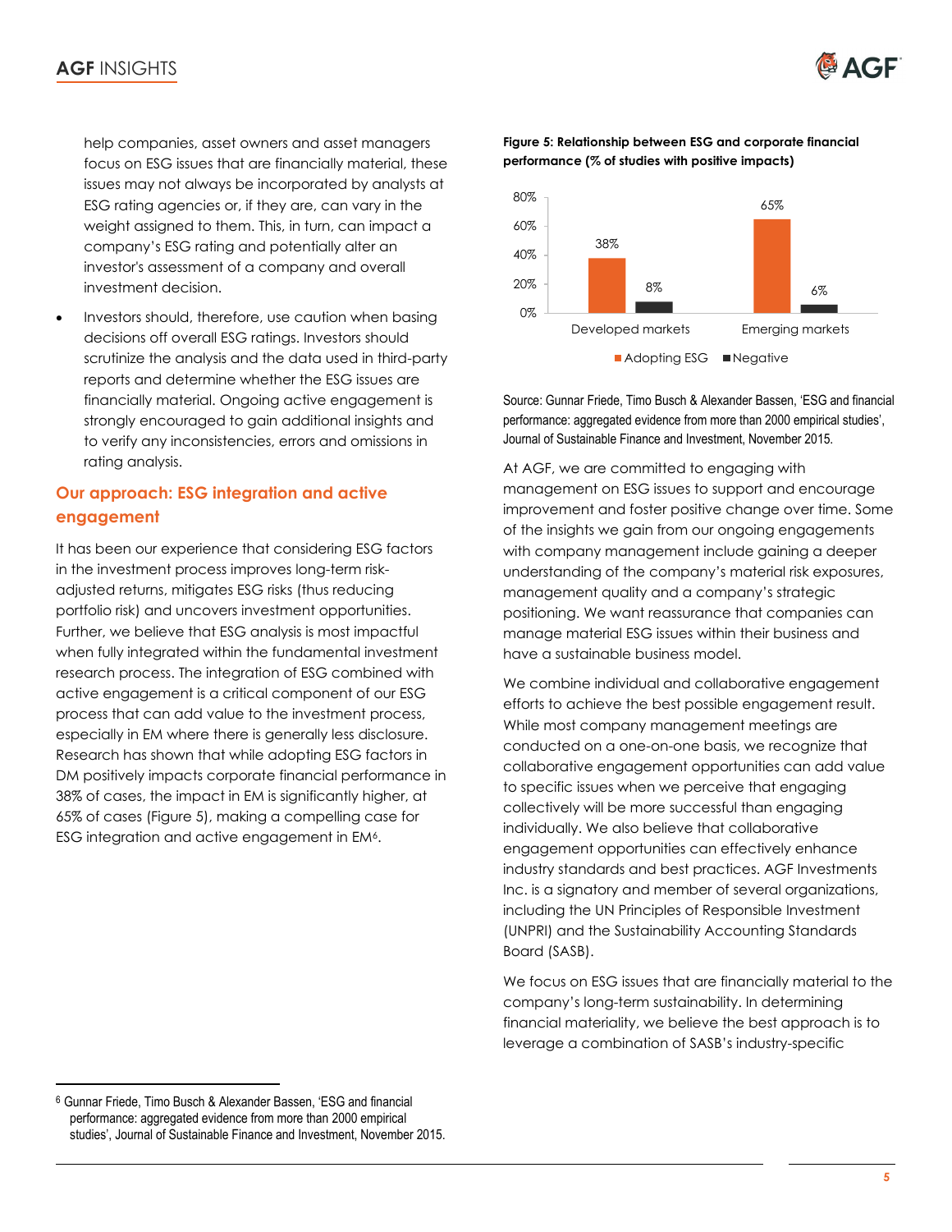help companies, asset owners and asset managers focus on ESG issues that are financially material, these issues may not always be incorporated by analysts at ESG rating agencies or, if they are, can vary in the weight assigned to them. This, in turn, can impact a company's ESG rating and potentially alter an investor's assessment of a company and overall investment decision.

- Investors should, therefore, use caution when basing decisions off overall ESG ratings. Investors should scrutinize the analysis and the data used in third-party reports and determine whether the ESG issues are financially material. Ongoing active engagement is strongly encouraged to gain additional insights and to verify any inconsistencies, errors and omissions in rating analysis.

## Our approach: ESG integration and active engagement

It has been our experience that considering ESG factors in the investment process improves long-term risk-adjusted returns, mitigates ESG risks (thus reducing portfolio risk) and uncovers investment opportunities. Further, we believe that ESG analysis is most impactful when fully integrated within the fundamental investment research process. The integration of ESG combined with active engagement is a critical component of our ESG process that can add value to the investment process, especially in EM where there is generally less disclosure. Research has shown that while adopting ESG factors in DM positively impacts corporate financial performance in 38% of cases, the impact in EM is significantly higher, at 65% of cases (Figure 5), making a compelling case for ESG integration and active engagement in EM[6].

**Figure 5: Relationship between ESG and corporate financial performance (% of studies with positive impacts)**

| | Adopting ESG | Negative |
|---|---|---|
| Developed markets | 38% | 8% |
| Emerging markets | 65% | 6% |

Source: Gunnar Friede, Timo Busch & Alexander Bassen, 'ESG and financial performance: aggregated evidence from more than 2000 empirical studies', Journal of Sustainable Finance and Investment, November 2015.

At AGF, we are committed to engaging with management on ESG issues to support and encourage improvement and foster positive change over time. Some of the insights we gain from our ongoing engagements with company management include gaining a deeper understanding of the company's material risk exposures, management quality and a company's strategic positioning. We want reassurance that companies can manage material ESG issues within their business and have a sustainable business model.

We combine individual and collaborative engagement efforts to achieve the best possible engagement result. While most company management meetings are conducted on a one-on-one basis, we recognize that collaborative engagement opportunities can add value to specific issues when we perceive that engaging collectively will be more successful than engaging individually. We also believe that collaborative engagement opportunities can effectively enhance industry standards and best practices. AGF Investments Inc. is a signatory and member of several organizations, including the UN Principles of Responsible Investment (UNPRI) and the Sustainability Accounting Standards Board (SASB).

We focus on ESG issues that are financially material to the company's long-term sustainability. In determining financial materiality, we believe the best approach is to leverage a combination of SASB's industry-specific

[6] Gunnar Friede, Timo Busch & Alexander Bassen, 'ESG and financial performance: aggregated evidence from more than 2000 empirical studies', Journal of Sustainable Finance and Investment, November 2015.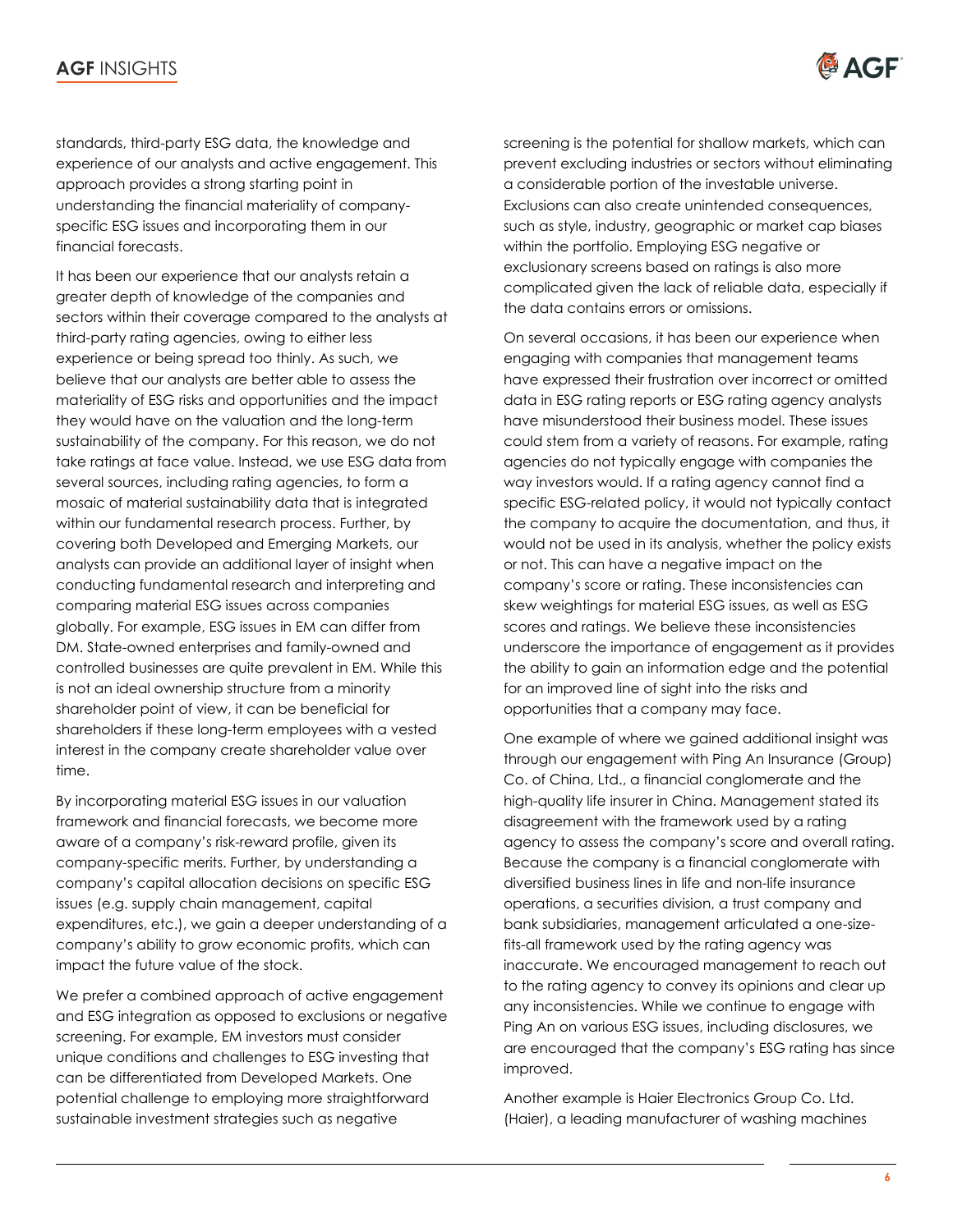standards, third-party ESG data, the knowledge and experience of our analysts and active engagement. This approach provides a strong starting point in understanding the financial materiality of company-specific ESG issues and incorporating them in our financial forecasts.

It has been our experience that our analysts retain a greater depth of knowledge of the companies and sectors within their coverage compared to the analysts at third-party rating agencies, owing to either less experience or being spread too thinly. As such, we believe that our analysts are better able to assess the materiality of ESG risks and opportunities and the impact they would have on the valuation and the long-term sustainability of the company. For this reason, we do not take ratings at face value. Instead, we use ESG data from several sources, including rating agencies, to form a mosaic of material sustainability data that is integrated within our fundamental research process. Further, by covering both Developed and Emerging Markets, our analysts can provide an additional layer of insight when conducting fundamental research and interpreting and comparing material ESG issues across companies globally. For example, ESG issues in EM can differ from DM. State-owned enterprises and family-owned and controlled businesses are quite prevalent in EM. While this is not an ideal ownership structure from a minority shareholder point of view, it can be beneficial for shareholders if these long-term employees with a vested interest in the company create shareholder value over time.

By incorporating material ESG issues in our valuation framework and financial forecasts, we become more aware of a company's risk-reward profile, given its company-specific merits. Further, by understanding a company's capital allocation decisions on specific ESG issues (e.g. supply chain management, capital expenditures, etc.), we gain a deeper understanding of a company's ability to grow economic profits, which can impact the future value of the stock.

We prefer a combined approach of active engagement and ESG integration as opposed to exclusions or negative screening. For example, EM investors must consider unique conditions and challenges to ESG investing that can be differentiated from Developed Markets. One potential challenge to employing more straightforward sustainable investment strategies such as negative screening is the potential for shallow markets, which can prevent excluding industries or sectors without eliminating a considerable portion of the investable universe. Exclusions can also create unintended consequences, such as style, industry, geographic or market cap biases within the portfolio. Employing ESG negative or exclusionary screens based on ratings is also more complicated given the lack of reliable data, especially if the data contains errors or omissions.

On several occasions, it has been our experience when engaging with companies that management teams have expressed their frustration over incorrect or omitted data in ESG rating reports or ESG rating agency analysts have misunderstood their business model. These issues could stem from a variety of reasons. For example, rating agencies do not typically engage with companies the way investors would. If a rating agency cannot find a specific ESG-related policy, it would not typically contact the company to acquire the documentation, and thus, it would not be used in its analysis, whether the policy exists or not. This can have a negative impact on the company's score or rating. These inconsistencies can skew weightings for material ESG issues, as well as ESG scores and ratings. We believe these inconsistencies underscore the importance of engagement as it provides the ability to gain an information edge and the potential for an improved line of sight into the risks and opportunities that a company may face.

One example of where we gained additional insight was through our engagement with Ping An Insurance (Group) Co. of China, Ltd., a financial conglomerate and the high-quality life insurer in China. Management stated its disagreement with the framework used by a rating agency to assess the company's score and overall rating. Because the company is a financial conglomerate with diversified business lines in life and non-life insurance operations, a securities division, a trust company and bank subsidiaries, management articulated a one-size-fits-all framework used by the rating agency was inaccurate. We encouraged management to reach out to the rating agency to convey its opinions and clear up any inconsistencies. While we continue to engage with Ping An on various ESG issues, including disclosures, we are encouraged that the company's ESG rating has since improved.

Another example is Haier Electronics Group Co. Ltd. (Haier), a leading manufacturer of washing machines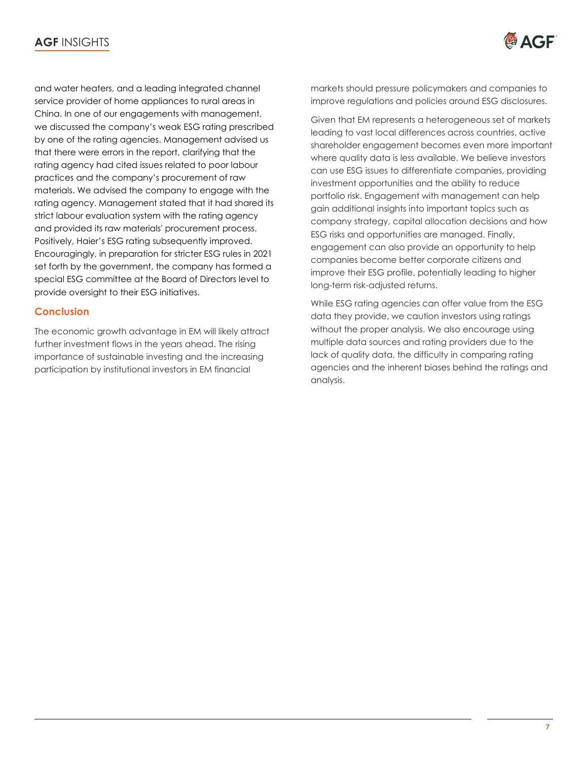and water heaters, and a leading integrated channel service provider of home appliances to rural areas in China. In one of our engagements with management, we discussed the company's weak ESG rating prescribed by one of the rating agencies. Management advised us that there were errors in the report, clarifying that the rating agency had cited issues related to poor labour practices and the company's procurement of raw materials. We advised the company to engage with the rating agency. Management stated that it had shared its strict labour evaluation system with the rating agency and provided its raw materials' procurement process. Positively, Haier's ESG rating subsequently improved. Encouragingly, in preparation for stricter ESG rules in 2021 set forth by the government, the company has formed a special ESG committee at the Board of Directors level to provide oversight to their ESG initiatives.

## Conclusion

The economic growth advantage in EM will likely attract further investment flows in the years ahead. The rising importance of sustainable investing and the increasing participation by institutional investors in EM financial markets should pressure policymakers and companies to improve regulations and policies around ESG disclosures.

Given that EM represents a heterogeneous set of markets leading to vast local differences across countries, active shareholder engagement becomes even more important where quality data is less available. We believe investors can use ESG issues to differentiate companies, providing investment opportunities and the ability to reduce portfolio risk. Engagement with management can help gain additional insights into important topics such as company strategy, capital allocation decisions and how ESG risks and opportunities are managed. Finally, engagement can also provide an opportunity to help companies become better corporate citizens and improve their ESG profile, potentially leading to higher long-term risk-adjusted returns.

While ESG rating agencies can offer value from the ESG data they provide, we caution investors using ratings without the proper analysis. We also encourage using multiple data sources and rating providers due to the lack of quality data, the difficulty in comparing rating agencies and the inherent biases behind the ratings and analysis.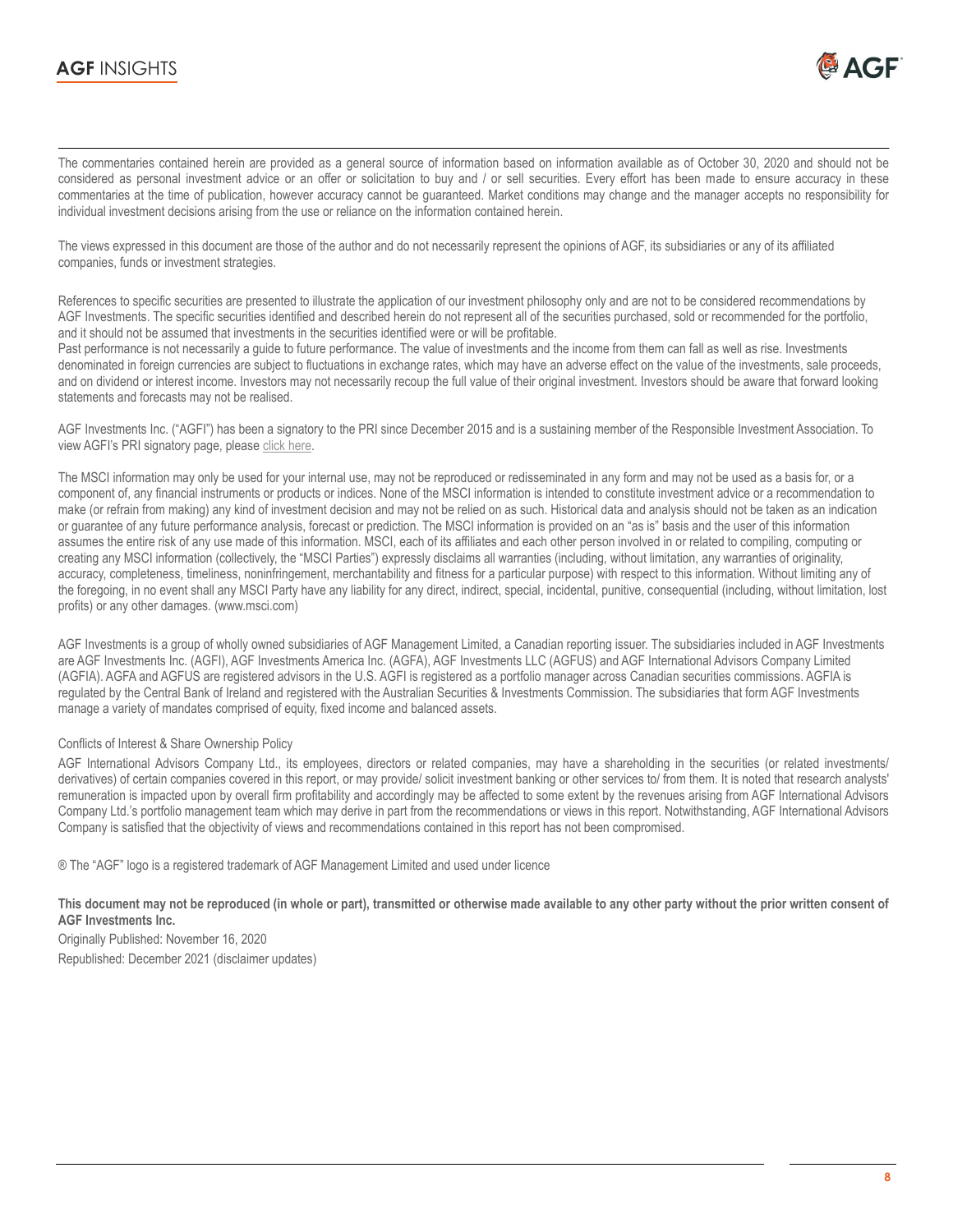The commentaries contained herein are provided as a general source of information based on information available as of October 30, 2020 and should not be considered as personal investment advice or an offer or solicitation to buy and / or sell securities. Every effort has been made to ensure accuracy in these commentaries at the time of publication, however accuracy cannot be guaranteed. Market conditions may change and the manager accepts no responsibility for individual investment decisions arising from the use or reliance on the information contained herein.

The views expressed in this document are those of the author and do not necessarily represent the opinions of AGF, its subsidiaries or any of its affiliated companies, funds or investment strategies.

References to specific securities are presented to illustrate the application of our investment philosophy only and are not to be considered recommendations by AGF Investments. The specific securities identified and described herein do not represent all of the securities purchased, sold or recommended for the portfolio, and it should not be assumed that investments in the securities identified were or will be profitable.
Past performance is not necessarily a guide to future performance. The value of investments and the income from them can fall as well as rise. Investments denominated in foreign currencies are subject to fluctuations in exchange rates, which may have an adverse effect on the value of the investments, sale proceeds, and on dividend or interest income. Investors may not necessarily recoup the full value of their original investment. Investors should be aware that forward looking statements and forecasts may not be realised.

AGF Investments Inc. ("AGFI") has been a signatory to the PRI since December 2015 and is a sustaining member of the Responsible Investment Association. To view AGFI's PRI signatory page, please click here.

The MSCI information may only be used for your internal use, may not be reproduced or redisseminated in any form and may not be used as a basis for, or a component of, any financial instruments or products or indices. None of the MSCI information is intended to constitute investment advice or a recommendation to make (or refrain from making) any kind of investment decision and may not be relied on as such. Historical data and analysis should not be taken as an indication or guarantee of any future performance analysis, forecast or prediction. The MSCI information is provided on an "as is" basis and the user of this information assumes the entire risk of any use made of this information. MSCI, each of its affiliates and each other person involved in or related to compiling, computing or creating any MSCI information (collectively, the "MSCI Parties") expressly disclaims all warranties (including, without limitation, any warranties of originality, accuracy, completeness, timeliness, noninfringement, merchantability and fitness for a particular purpose) with respect to this information. Without limiting any of the foregoing, in no event shall any MSCI Party have any liability for any direct, indirect, special, incidental, punitive, consequential (including, without limitation, lost profits) or any other damages. (www.msci.com)

AGF Investments is a group of wholly owned subsidiaries of AGF Management Limited, a Canadian reporting issuer. The subsidiaries included in AGF Investments are AGF Investments Inc. (AGFI), AGF Investments America Inc. (AGFA), AGF Investments LLC (AGFUS) and AGF International Advisors Company Limited (AGFIA). AGFA and AGFUS are registered advisors in the U.S. AGFI is registered as a portfolio manager across Canadian securities commissions. AGFIA is regulated by the Central Bank of Ireland and registered with the Australian Securities & Investments Commission. The subsidiaries that form AGF Investments manage a variety of mandates comprised of equity, fixed income and balanced assets.

Conflicts of Interest & Share Ownership Policy

AGF International Advisors Company Ltd., its employees, directors or related companies, may have a shareholding in the securities (or related investments/ derivatives) of certain companies covered in this report, or may provide/ solicit investment banking or other services to/ from them. It is noted that research analysts' remuneration is impacted upon by overall firm profitability and accordingly may be affected to some extent by the revenues arising from AGF International Advisors Company Ltd.'s portfolio management team which may derive in part from the recommendations or views in this report. Notwithstanding, AGF International Advisors Company is satisfied that the objectivity of views and recommendations contained in this report has not been compromised.

® The "AGF" logo is a registered trademark of AGF Management Limited and used under licence

**This document may not be reproduced (in whole or part), transmitted or otherwise made available to any other party without the prior written consent of AGF Investments Inc.**

Originally Published: November 16, 2020

Republished: December 2021 (disclaimer updates)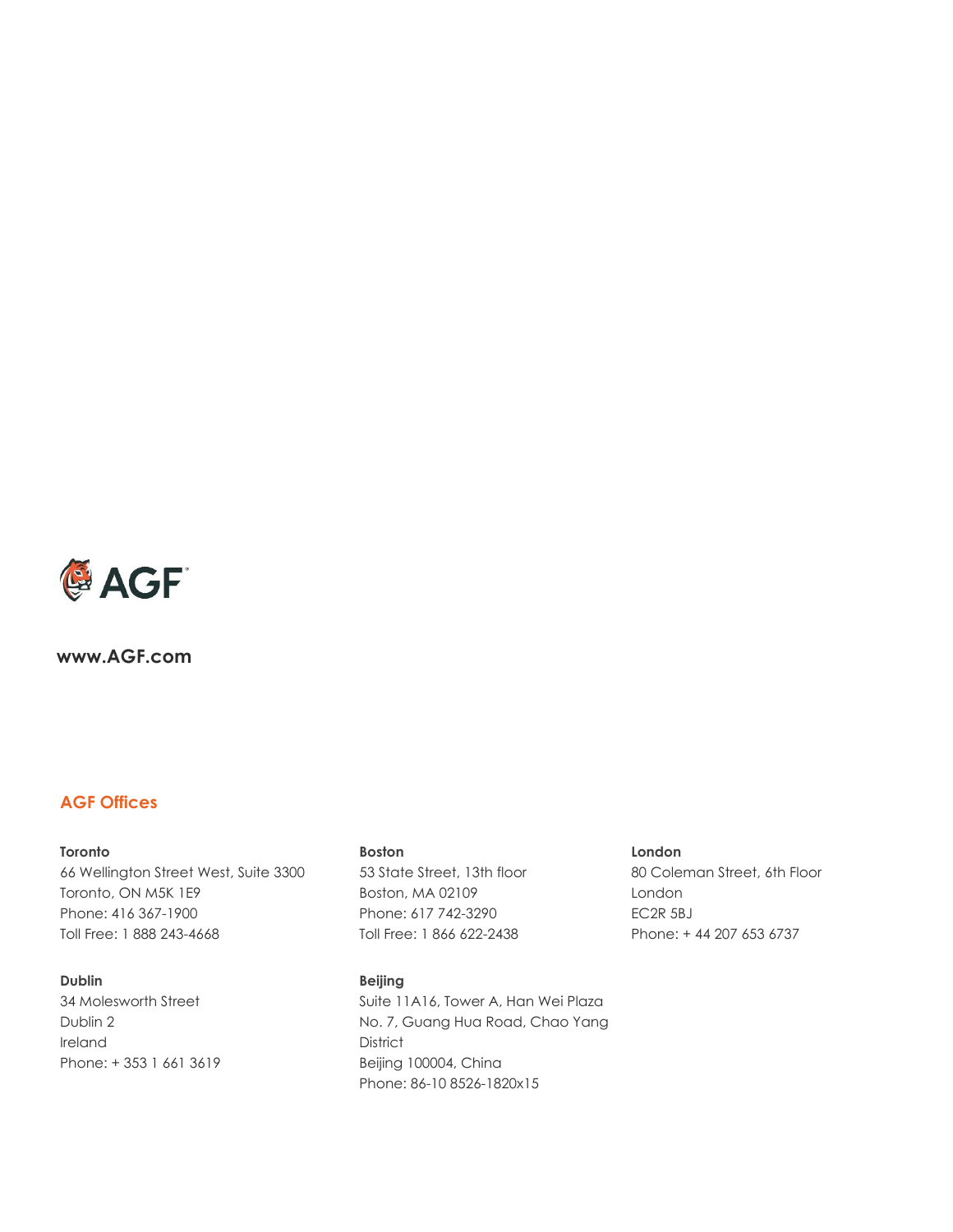AGF

**www.AGF.com**

## AGF Offices

**Toronto**
66 Wellington Street West, Suite 3300
Toronto, ON M5K 1E9
Phone: 416 367-1900
Toll Free: 1 888 243-4668

**Boston**
53 State Street, 13th floor
Boston, MA 02109
Phone: 617 742-3290
Toll Free: 1 866 622-2438

**London**
80 Coleman Street, 6th Floor
London
EC2R 5BJ
Phone: + 44 207 653 6737

**Dublin**
34 Molesworth Street
Dublin 2
Ireland
Phone: + 353 1 661 3619

**Beijing**
Suite 11A16, Tower A, Han Wei Plaza
No. 7, Guang Hua Road, Chao Yang District
Beijing 100004, China
Phone: 86-10 8526-1820x15